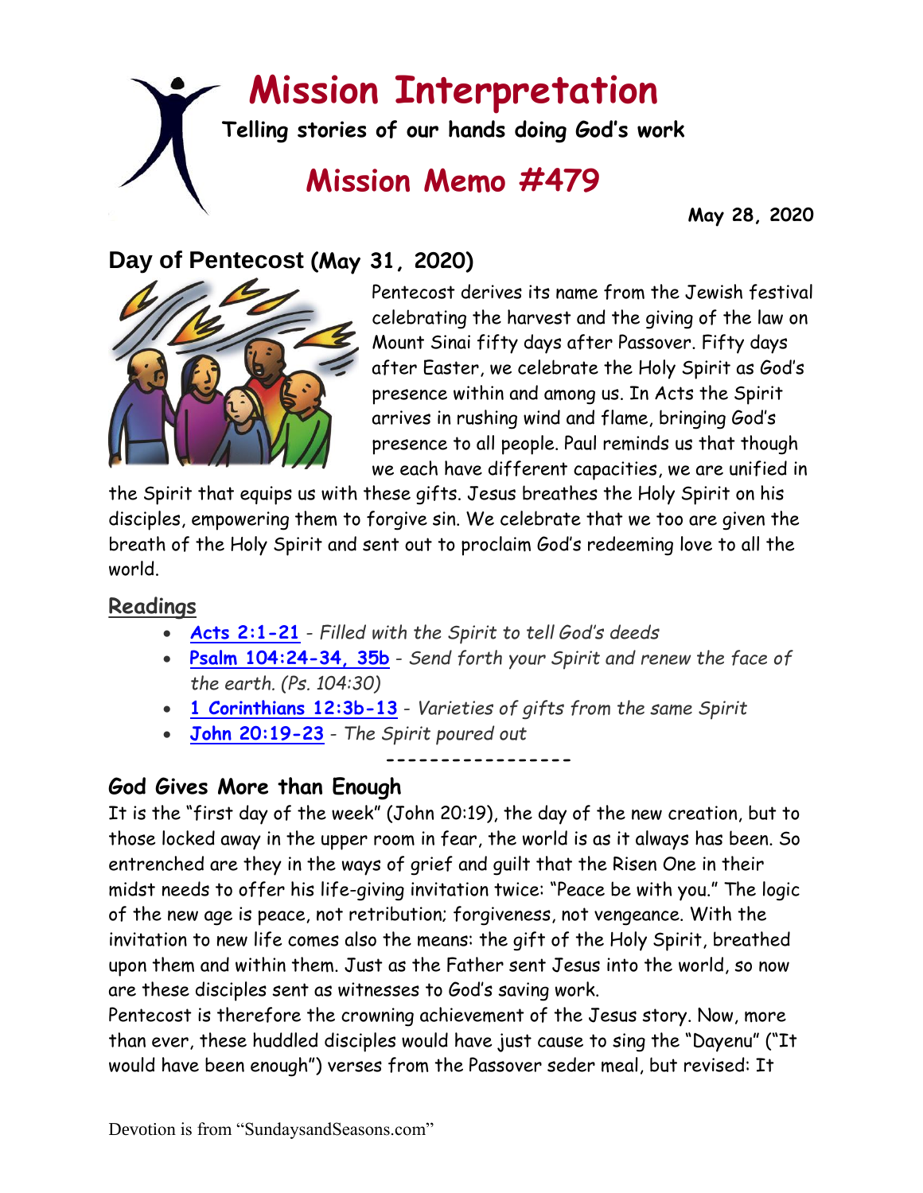# Mission Interpretation

**Telling stories of our hands doing God's work**

## Mission Memo #479

**May 28, 2020**

## Day of Pentecost (May 31, 2020)

Pentecost derives its name from the Jewish festival celebrating the harvest and the giving of the law on Mount Sinai fifty days after Passover. Fifty days after Easter, we celebrate the Holy Spirit as God's presence within and among us. In Acts the Spirit arrives in rushing wind and flame, bringing God's presence to all people. Paul reminds us that though we each have different capacities, we are unified in the Spirit that equips us with these gifts. Jesus breathes the Holy Spirit on his disciples, empowering them to forgive sin. We celebrate that we too are given the breath of the Holy Spirit and sent out to proclaim God's redeeming love to all the world.

### Readings

- **Acts 2:1-21** - *Filled with the Spirit to tell God's deeds*
- **Psalm 104:24-34, 35b** - *Send forth your Spirit and renew the face of the earth. (Ps. 104:30)*
- **1 Corinthians 12:3b-13** - *Varieties of gifts from the same Spirit*
- **John 20:19-23** - *The Spirit poured out*

-----------------

### God Gives More than Enough

It is the "first day of the week" (John 20:19), the day of the new creation, but to those locked away in the upper room in fear, the world is as it always has been. So entrenched are they in the ways of grief and guilt that the Risen One in their midst needs to offer his life-giving invitation twice: "Peace be with you." The logic of the new age is peace, not retribution; forgiveness, not vengeance. With the invitation to new life comes also the means: the gift of the Holy Spirit, breathed upon them and within them. Just as the Father sent Jesus into the world, so now are these disciples sent as witnesses to God's saving work.

Pentecost is therefore the crowning achievement of the Jesus story. Now, more than ever, these huddled disciples would have just cause to sing the "Dayenu" ("It would have been enough") verses from the Passover seder meal, but revised: It

Devotion is from "SundaysandSeasons.com"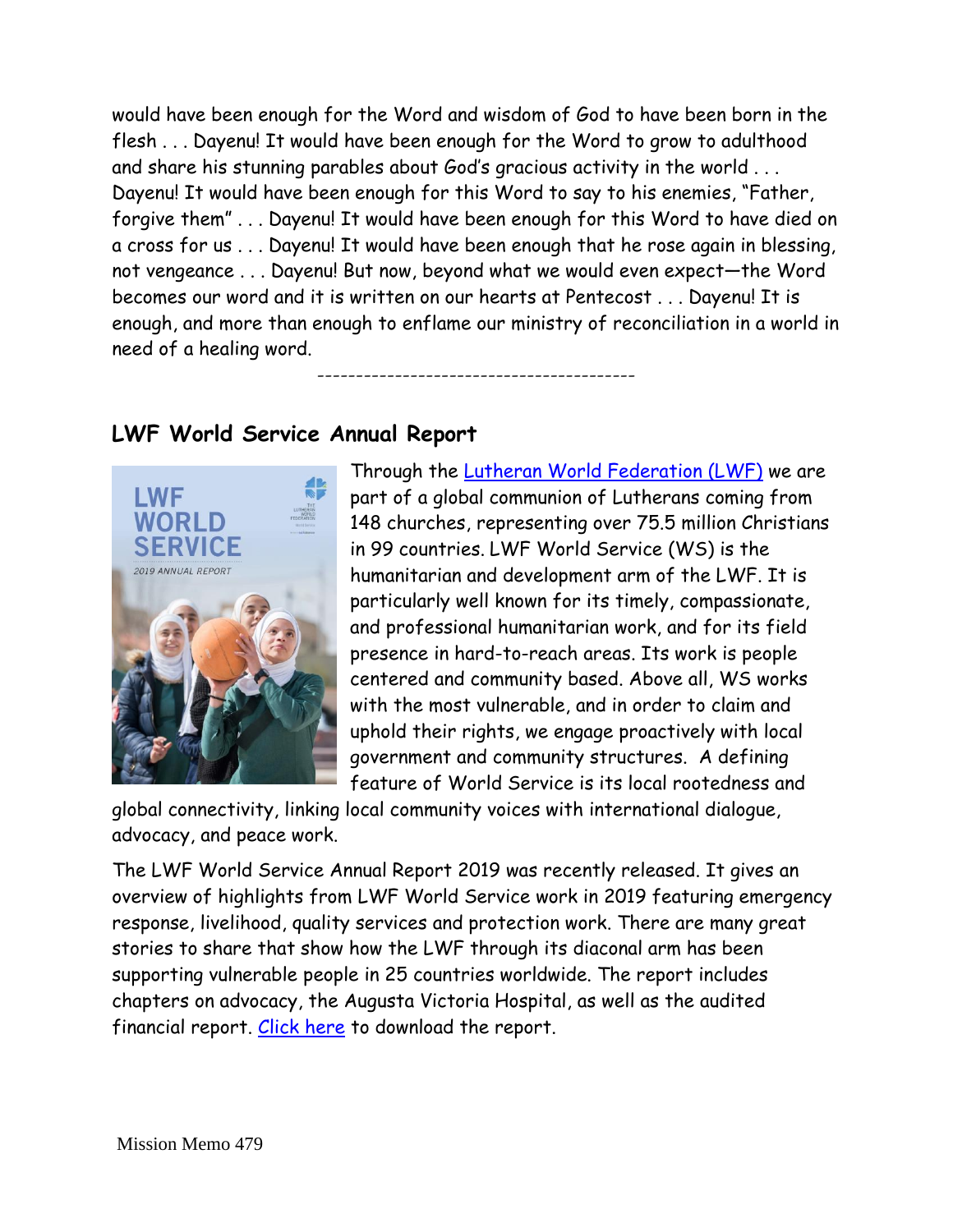would have been enough for the Word and wisdom of God to have been born in the flesh . . . Dayenu! It would have been enough for the Word to grow to adulthood and share his stunning parables about God's gracious activity in the world . . . Dayenu! It would have been enough for this Word to say to his enemies, "Father, forgive them" . . . Dayenu! It would have been enough for this Word to have died on a cross for us . . . Dayenu! It would have been enough that he rose again in blessing, not vengeance . . . Dayenu! But now, beyond what we would even expect—the Word becomes our word and it is written on our hearts at Pentecost . . . Dayenu! It is enough, and more than enough to enflame our ministry of reconciliation in a world in need of a healing word.

----------------------------------------

## LWF World Service Annual Report

Through the Lutheran World Federation (LWF) we are part of a global communion of Lutherans coming from 148 churches, representing over 75.5 million Christians in 99 countries. LWF World Service (WS) is the humanitarian and development arm of the LWF. It is particularly well known for its timely, compassionate, and professional humanitarian work, and for its field presence in hard-to-reach areas. Its work is people centered and community based. Above all, WS works with the most vulnerable, and in order to claim and uphold their rights, we engage proactively with local government and community structures. A defining feature of World Service is its local rootedness and global connectivity, linking local community voices with international dialogue, advocacy, and peace work.

The LWF World Service Annual Report 2019 was recently released. It gives an overview of highlights from LWF World Service work in 2019 featuring emergency response, livelihood, quality services and protection work. There are many great stories to share that show how the LWF through its diaconal arm has been supporting vulnerable people in 25 countries worldwide. The report includes chapters on advocacy, the Augusta Victoria Hospital, as well as the audited financial report. Click here to download the report.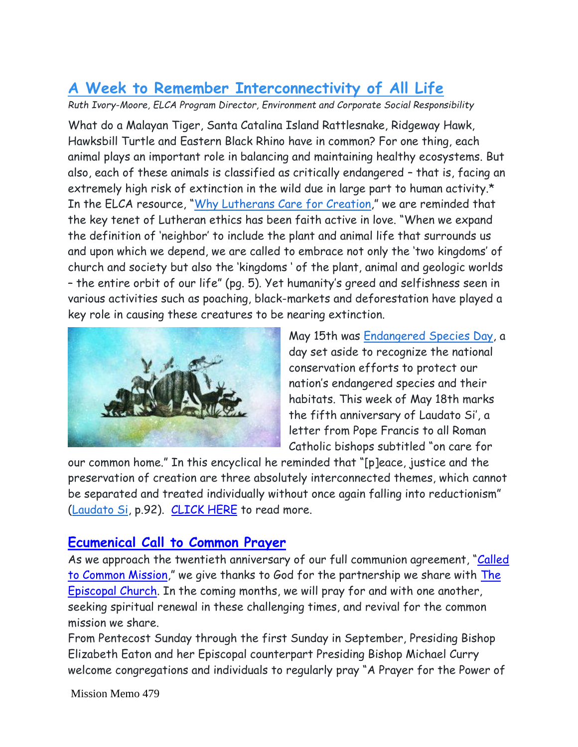## [A Week to Remember Interconnectivity of All Life]

*Ruth Ivory-Moore, ELCA Program Director, Environment and Corporate Social Responsibility*

What do a Malayan Tiger, Santa Catalina Island Rattlesnake, Ridgeway Hawk, Hawksbill Turtle and Eastern Black Rhino have in common? For one thing, each animal plays an important role in balancing and maintaining healthy ecosystems. But also, each of these animals is classified as critically endangered – that is, facing an extremely high risk of extinction in the wild due in large part to human activity.* In the ELCA resource, "Why Lutherans Care for Creation," we are reminded that the key tenet of Lutheran ethics has been faith active in love. "When we expand the definition of 'neighbor' to include the plant and animal life that surrounds us and upon which we depend, we are called to embrace not only the 'two kingdoms' of church and society but also the 'kingdoms ' of the plant, animal and geologic worlds – the entire orbit of our life" (pg. 5). Yet humanity's greed and selfishness seen in various activities such as poaching, black-markets and deforestation have played a key role in causing these creatures to be nearing extinction.

May 15th was Endangered Species Day, a day set aside to recognize the national conservation efforts to protect our nation's endangered species and their habitats. This week of May 18th marks the fifth anniversary of Laudato Si', a letter from Pope Francis to all Roman Catholic bishops subtitled "on care for our common home." In this encyclical he reminded that "[p]eace, justice and the preservation of creation are three absolutely interconnected themes, which cannot be separated and treated individually without once again falling into reductionism" (Laudato Si, p.92). CLICK HERE to read more.

## Ecumenical Call to Common Prayer

As we approach the twentieth anniversary of our full communion agreement, "Called to Common Mission," we give thanks to God for the partnership we share with The Episcopal Church. In the coming months, we will pray for and with one another, seeking spiritual renewal in these challenging times, and revival for the common mission we share.

From Pentecost Sunday through the first Sunday in September, Presiding Bishop Elizabeth Eaton and her Episcopal counterpart Presiding Bishop Michael Curry welcome congregations and individuals to regularly pray "A Prayer for the Power of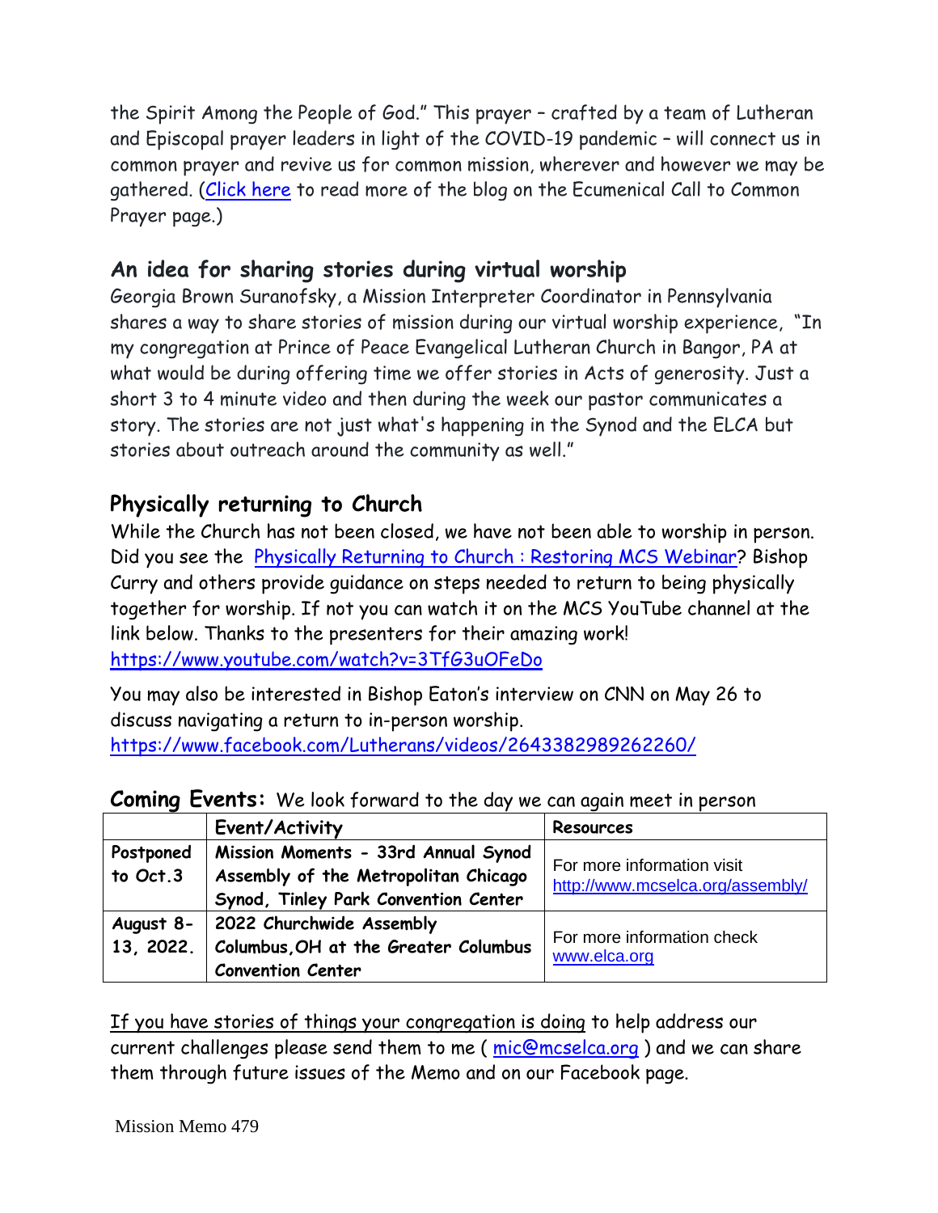the Spirit Among the People of God." This prayer – crafted by a team of Lutheran and Episcopal prayer leaders in light of the COVID-19 pandemic – will connect us in common prayer and revive us for common mission, wherever and however we may be gathered. (Click here to read more of the blog on the Ecumenical Call to Common Prayer page.)

## An idea for sharing stories during virtual worship

Georgia Brown Suranofsky, a Mission Interpreter Coordinator in Pennsylvania shares a way to share stories of mission during our virtual worship experience, "In my congregation at Prince of Peace Evangelical Lutheran Church in Bangor, PA at what would be during offering time we offer stories in Acts of generosity. Just a short 3 to 4 minute video and then during the week our pastor communicates a story. The stories are not just what's happening in the Synod and the ELCA but stories about outreach around the community as well."

## Physically returning to Church

While the Church has not been closed, we have not been able to worship in person. Did you see the Physically Returning to Church : Restoring MCS Webinar? Bishop Curry and others provide guidance on steps needed to return to being physically together for worship. If not you can watch it on the MCS YouTube channel at the link below. Thanks to the presenters for their amazing work!
https://www.youtube.com/watch?v=3TfG3uOFeDo

You may also be interested in Bishop Eaton's interview on CNN on May 26 to discuss navigating a return to in-person worship.
https://www.facebook.com/Lutherans/videos/2643382989262260/

**Coming Events:** We look forward to the day we can again meet in person

| | Event/Activity | Resources |
|---|---|---|
| **Postponed to Oct.3** | **Mission Moments - 33rd Annual Synod Assembly of the Metropolitan Chicago Synod, Tinley Park Convention Center** | For more information visit http://www.mcselca.org/assembly/ |
| **August 8-13, 2022.** | **2022 Churchwide Assembly Columbus, OH at the Greater Columbus Convention Center** | For more information check www.elca.org |

If you have stories of things your congregation is doing to help address our current challenges please send them to me ( mic@mcselca.org ) and we can share them through future issues of the Memo and on our Facebook page.